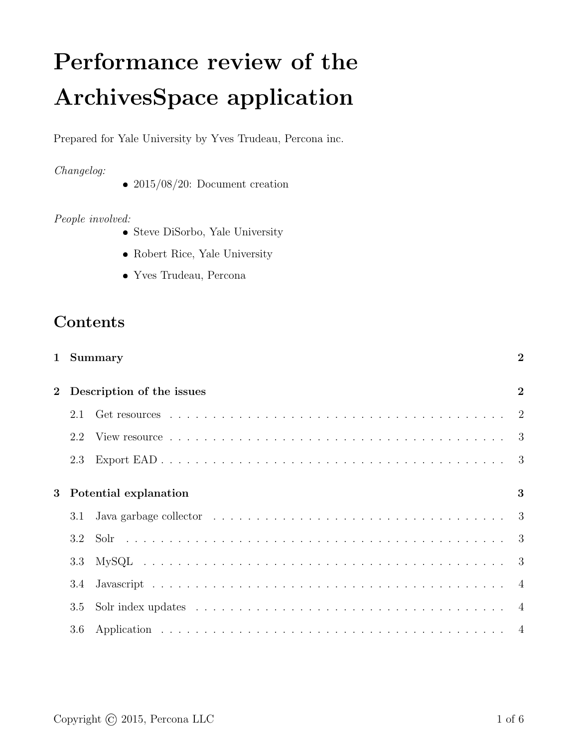# Performance review of the ArchivesSpace application

Prepared for Yale University by Yves Trudeau, Percona inc.

*Changelog:*

- 2015/08/20: Document creation

*People involved:*

- Steve DiSorbo, Yale University
- Robert Rice, Yale University
- Yves Trudeau, Percona

## Contents

**1 Summary** — 2

**2 Description of the issues** — 2

- 2.1 Get resources — 2
- 2.2 View resource — 3
- 2.3 Export EAD — 3

**3 Potential explanation** — 3

- 3.1 Java garbage collector — 3
- 3.2 Solr — 3
- 3.3 MySQL — 3
- 3.4 Javascript — 4
- 3.5 Solr index updates — 4
- 3.6 Application — 4

Copyright © 2015, Percona LLC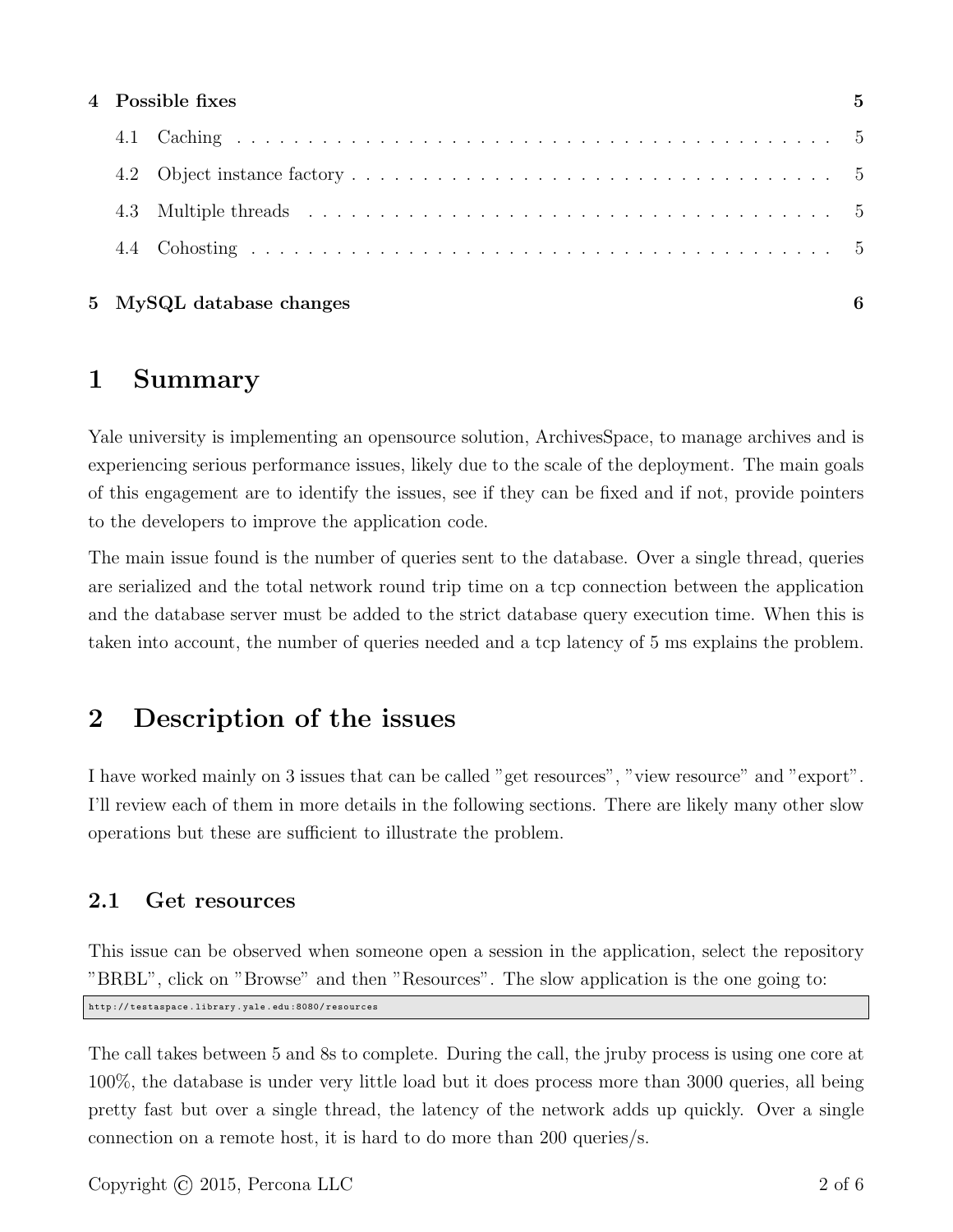| | | |
|---|---|---|
| **4** | **Possible fixes** | **5** |
| 4.1 | Caching | 5 |
| 4.2 | Object instance factory | 5 |
| 4.3 | Multiple threads | 5 |
| 4.4 | Cohosting | 5 |
| **5** | **MySQL database changes** | **6** |

# 1 Summary

Yale university is implementing an opensource solution, ArchivesSpace, to manage archives and is experiencing serious performance issues, likely due to the scale of the deployment. The main goals of this engagement are to identify the issues, see if they can be fixed and if not, provide pointers to the developers to improve the application code.

The main issue found is the number of queries sent to the database. Over a single thread, queries are serialized and the total network round trip time on a tcp connection between the application and the database server must be added to the strict database query execution time. When this is taken into account, the number of queries needed and a tcp latency of 5 ms explains the problem.

# 2 Description of the issues

I have worked mainly on 3 issues that can be called "get resources", "view resource" and "export". I'll review each of them in more details in the following sections. There are likely many other slow operations but these are sufficient to illustrate the problem.

## 2.1 Get resources

This issue can be observed when someone open a session in the application, select the repository "BRBL", click on "Browse" and then "Resources". The slow application is the one going to:

```
http://testaspace.library.yale.edu:8080/resources
```

The call takes between 5 and 8s to complete. During the call, the jruby process is using one core at 100%, the database is under very little load but it does process more than 3000 queries, all being pretty fast but over a single thread, the latency of the network adds up quickly. Over a single connection on a remote host, it is hard to do more than 200 queries/s.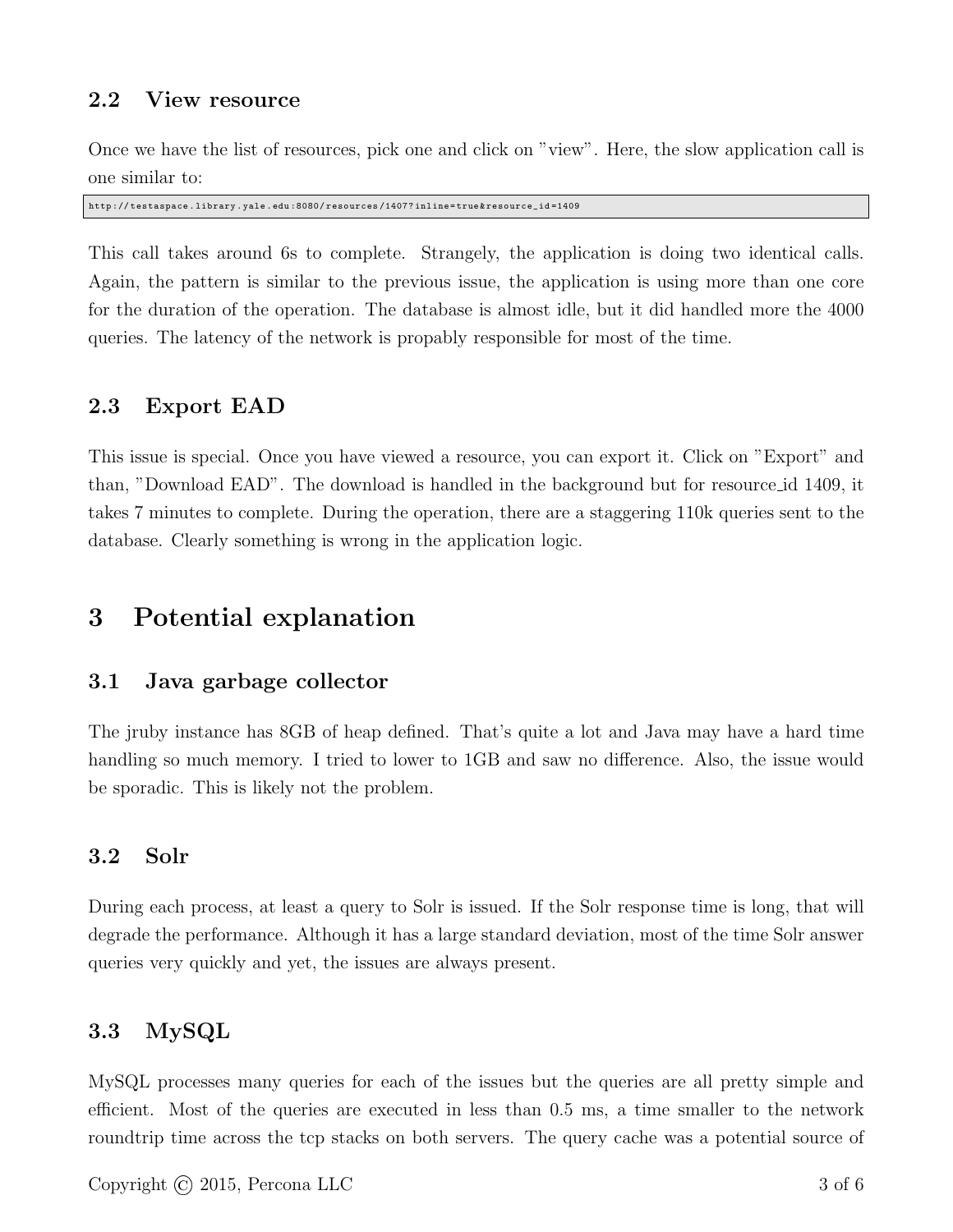### 2.2 View resource

Once we have the list of resources, pick one and click on "view". Here, the slow application call is one similar to:

```
http://testaspace.library.yale.edu:8080/resources/1407?inline=true&resource_id=1409
```

This call takes around 6s to complete. Strangely, the application is doing two identical calls. Again, the pattern is similar to the previous issue, the application is using more than one core for the duration of the operation. The database is almost idle, but it did handled more the 4000 queries. The latency of the network is propably responsible for most of the time.

### 2.3 Export EAD

This issue is special. Once you have viewed a resource, you can export it. Click on "Export" and than, "Download EAD". The download is handled in the background but for resource_id 1409, it takes 7 minutes to complete. During the operation, there are a staggering 110k queries sent to the database. Clearly something is wrong in the application logic.

## 3 Potential explanation

### 3.1 Java garbage collector

The jruby instance has 8GB of heap defined. That's quite a lot and Java may have a hard time handling so much memory. I tried to lower to 1GB and saw no difference. Also, the issue would be sporadic. This is likely not the problem.

### 3.2 Solr

During each process, at least a query to Solr is issued. If the Solr response time is long, that will degrade the performance. Although it has a large standard deviation, most of the time Solr answer queries very quickly and yet, the issues are always present.

### 3.3 MySQL

MySQL processes many queries for each of the issues but the queries are all pretty simple and efficient. Most of the queries are executed in less than 0.5 ms, a time smaller to the network roundtrip time across the tcp stacks on both servers. The query cache was a potential source of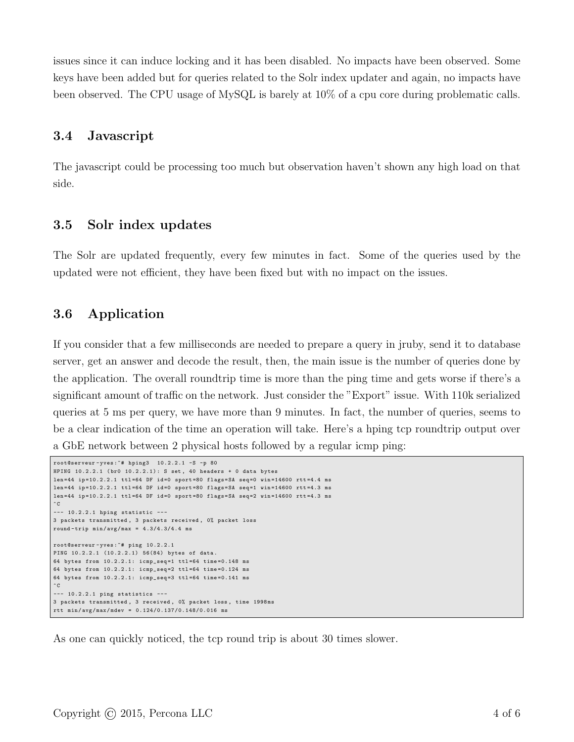issues since it can induce locking and it has been disabled. No impacts have been observed. Some keys have been added but for queries related to the Solr index updater and again, no impacts have been observed. The CPU usage of MySQL is barely at 10% of a cpu core during problematic calls.

### 3.4 Javascript

The javascript could be processing too much but observation haven't shown any high load on that side.

### 3.5 Solr index updates

The Solr are updated frequently, every few minutes in fact. Some of the queries used by the updated were not efficient, they have been fixed but with no impact on the issues.

### 3.6 Application

If you consider that a few milliseconds are needed to prepare a query in jruby, send it to database server, get an answer and decode the result, then, the main issue is the number of queries done by the application. The overall roundtrip time is more than the ping time and gets worse if there's a significant amount of traffic on the network. Just consider the "Export" issue. With 110k serialized queries at 5 ms per query, we have more than 9 minutes. In fact, the number of queries, seems to be a clear indication of the time an operation will take. Here's a hping tcp roundtrip output over a GbE network between 2 physical hosts followed by a regular icmp ping:

```
root@serveur-yves:~# hping3  10.2.2.1 -S -p 80
HPING 10.2.2.1 (br0 10.2.2.1): S set, 40 headers + 0 data bytes
len=44 ip=10.2.2.1 ttl=64 DF id=0 sport=80 flags=SA seq=0 win=14600 rtt=4.4 ms
len=44 ip=10.2.2.1 ttl=64 DF id=0 sport=80 flags=SA seq=1 win=14600 rtt=4.3 ms
len=44 ip=10.2.2.1 ttl=64 DF id=0 sport=80 flags=SA seq=2 win=14600 rtt=4.3 ms
^C
--- 10.2.2.1 hping statistic ---
3 packets transmitted, 3 packets received, 0% packet loss
round-trip min/avg/max = 4.3/4.3/4.4 ms

root@serveur-yves:~# ping 10.2.2.1
PING 10.2.2.1 (10.2.2.1) 56(84) bytes of data.
64 bytes from 10.2.2.1: icmp_seq=1 ttl=64 time=0.148 ms
64 bytes from 10.2.2.1: icmp_seq=2 ttl=64 time=0.124 ms
64 bytes from 10.2.2.1: icmp_seq=3 ttl=64 time=0.141 ms
^C
--- 10.2.2.1 ping statistics ---
3 packets transmitted, 3 received, 0% packet loss, time 1998ms
rtt min/avg/max/mdev = 0.124/0.137/0.148/0.016 ms
```

As one can quickly noticed, the tcp round trip is about 30 times slower.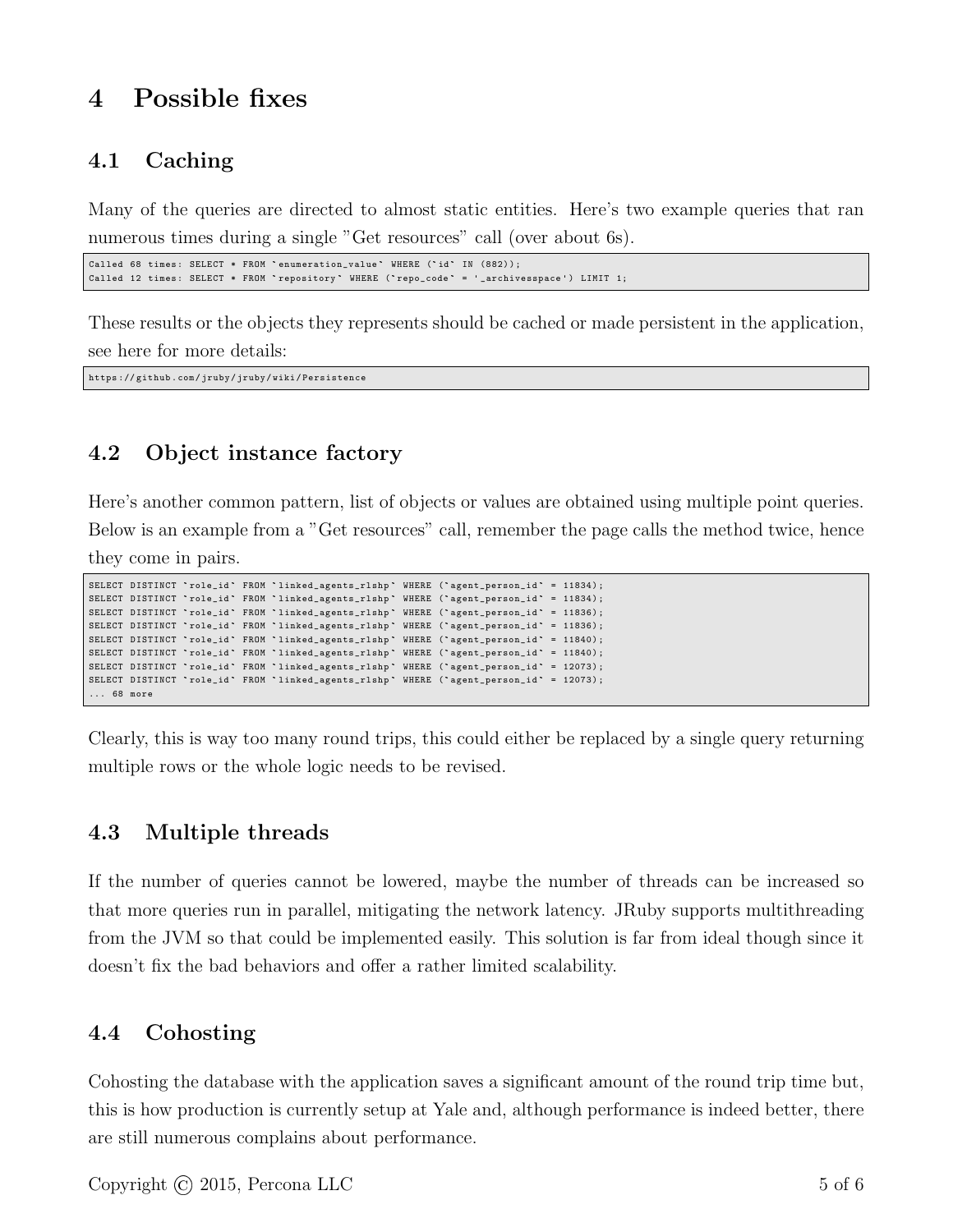# 4 Possible fixes

## 4.1 Caching

Many of the queries are directed to almost static entities. Here's two example queries that ran numerous times during a single "Get resources" call (over about 6s).

```
Called 68 times: SELECT * FROM `enumeration_value` WHERE (`id` IN (882));
Called 12 times: SELECT * FROM `repository` WHERE (`repo_code` = '_archivesspace') LIMIT 1;
```

These results or the objects they represents should be cached or made persistent in the application, see here for more details:

```
https://github.com/jruby/jruby/wiki/Persistence
```

## 4.2 Object instance factory

Here's another common pattern, list of objects or values are obtained using multiple point queries. Below is an example from a "Get resources" call, remember the page calls the method twice, hence they come in pairs.

```
SELECT DISTINCT `role_id` FROM `linked_agents_rlshp` WHERE (`agent_person_id` = 11834);
SELECT DISTINCT `role_id` FROM `linked_agents_rlshp` WHERE (`agent_person_id` = 11834);
SELECT DISTINCT `role_id` FROM `linked_agents_rlshp` WHERE (`agent_person_id` = 11836);
SELECT DISTINCT `role_id` FROM `linked_agents_rlshp` WHERE (`agent_person_id` = 11836);
SELECT DISTINCT `role_id` FROM `linked_agents_rlshp` WHERE (`agent_person_id` = 11840);
SELECT DISTINCT `role_id` FROM `linked_agents_rlshp` WHERE (`agent_person_id` = 11840);
SELECT DISTINCT `role_id` FROM `linked_agents_rlshp` WHERE (`agent_person_id` = 12073);
SELECT DISTINCT `role_id` FROM `linked_agents_rlshp` WHERE (`agent_person_id` = 12073);
... 68 more
```

Clearly, this is way too many round trips, this could either be replaced by a single query returning multiple rows or the whole logic needs to be revised.

## 4.3 Multiple threads

If the number of queries cannot be lowered, maybe the number of threads can be increased so that more queries run in parallel, mitigating the network latency. JRuby supports multithreading from the JVM so that could be implemented easily. This solution is far from ideal though since it doesn't fix the bad behaviors and offer a rather limited scalability.

## 4.4 Cohosting

Cohosting the database with the application saves a significant amount of the round trip time but, this is how production is currently setup at Yale and, although performance is indeed better, there are still numerous complains about performance.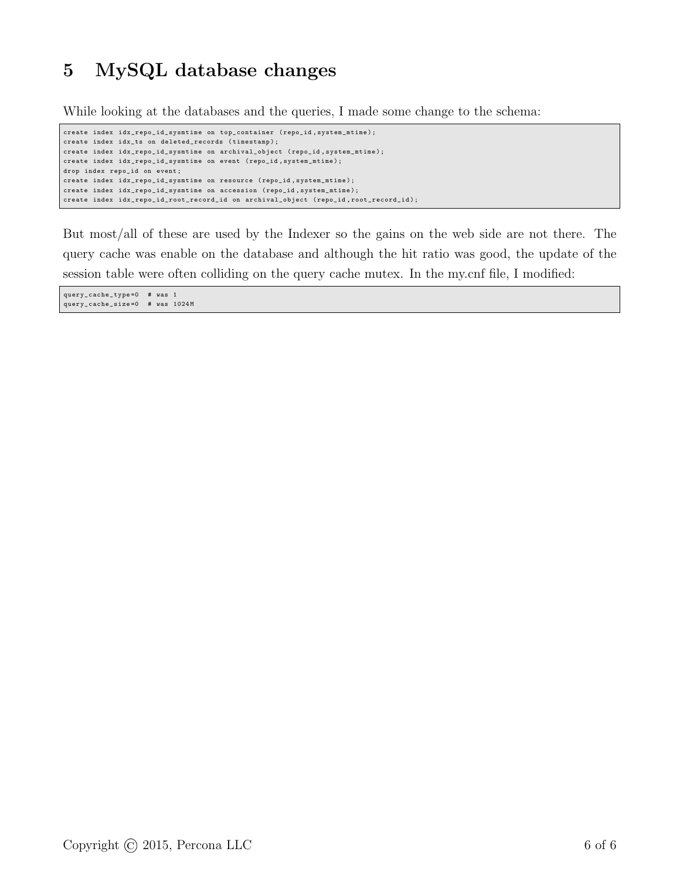# 5 MySQL database changes

While looking at the databases and the queries, I made some change to the schema:

```
create index idx_repo_id_sysmtime on top_container (repo_id,system_mtime);
create index idx_ts on deleted_records (timestamp);
create index idx_repo_id_sysmtime on archival_object (repo_id,system_mtime);
create index idx_repo_id_sysmtime on event (repo_id,system_mtime);
drop index repo_id on event;
create index idx_repo_id_sysmtime on resource (repo_id,system_mtime);
create index idx_repo_id_sysmtime on accession (repo_id,system_mtime);
create index idx_repo_id_root_record_id on archival_object (repo_id,root_record_id);
```

But most/all of these are used by the Indexer so the gains on the web side are not there. The query cache was enable on the database and although the hit ratio was good, the update of the session table were often colliding on the query cache mutex. In the my.cnf file, I modified:

```
query_cache_type=0  # was 1
query_cache_size=0  # was 1024M
```